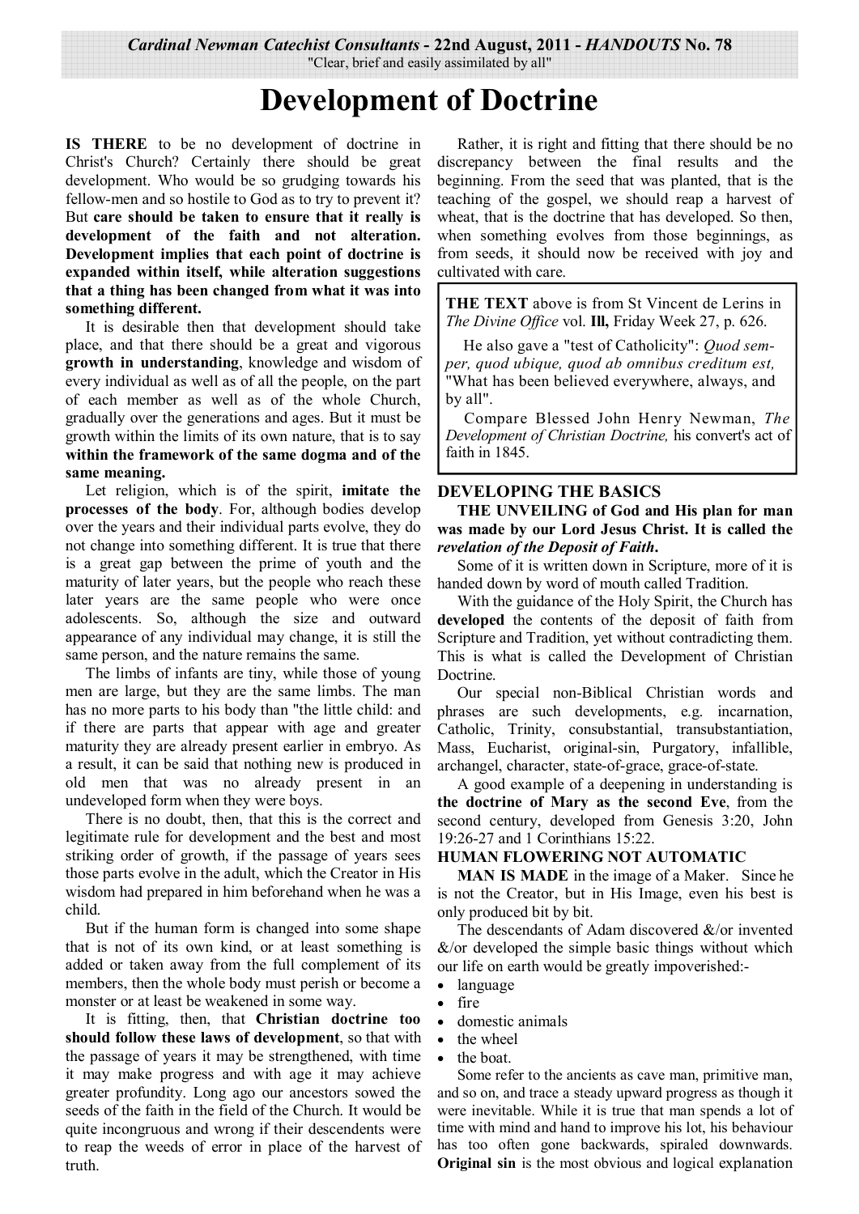*Cardinal Newman Catechist Consultants* - 22nd August, 2011 - *HANDOUTS* No. 78
"Clear, brief and easily assimilated by all"

# Development of Doctrine

**IS THERE** to be no development of doctrine in Christ's Church? Certainly there should be great development. Who would be so grudging towards his fellow-men and so hostile to God as to try to prevent it? But **care should be taken to ensure that it really is development of the faith and not alteration. Development implies that each point of doctrine is expanded within itself, while alteration suggestions that a thing has been changed from what it was into something different.**

It is desirable then that development should take place, and that there should be a great and vigorous **growth in understanding**, knowledge and wisdom of every individual as well as of all the people, on the part of each member as well as of the whole Church, gradually over the generations and ages. But it must be growth within the limits of its own nature, that is to say **within the framework of the same dogma and of the same meaning.**

Let religion, which is of the spirit, **imitate the processes of the body**. For, although bodies develop over the years and their individual parts evolve, they do not change into something different. It is true that there is a great gap between the prime of youth and the maturity of later years, but the people who reach these later years are the same people who were once adolescents. So, although the size and outward appearance of any individual may change, it is still the same person, and the nature remains the same.

The limbs of infants are tiny, while those of young men are large, but they are the same limbs. The man has no more parts to his body than "the little child: and if there are parts that appear with age and greater maturity they are already present earlier in embryo. As a result, it can be said that nothing new is produced in old men that was no already present in an undeveloped form when they were boys.

There is no doubt, then, that this is the correct and legitimate rule for development and the best and most striking order of growth, if the passage of years sees those parts evolve in the adult, which the Creator in His wisdom had prepared in him beforehand when he was a child.

But if the human form is changed into some shape that is not of its own kind, or at least something is added or taken away from the full complement of its members, then the whole body must perish or become a monster or at least be weakened in some way.

It is fitting, then, that **Christian doctrine too should follow these laws of development**, so that with the passage of years it may be strengthened, with time it may make progress and with age it may achieve greater profundity. Long ago our ancestors sowed the seeds of the faith in the field of the Church. It would be quite incongruous and wrong if their descendents were to reap the weeds of error in place of the harvest of truth.

Rather, it is right and fitting that there should be no discrepancy between the final results and the beginning. From the seed that was planted, that is the teaching of the gospel, we should reap a harvest of wheat, that is the doctrine that has developed. So then, when something evolves from those beginnings, as from seeds, it should now be received with joy and cultivated with care.

> **THE TEXT** above is from St Vincent de Lerins in *The Divine Office* vol. **Ill,** Friday Week 27, p. 626.
>
> He also gave a "test of Catholicity": *Quod semper, quod ubique, quod ab omnibus creditum est,* "What has been believed everywhere, always, and by all".
>
> Compare Blessed John Henry Newman, *The Development of Christian Doctrine,* his convert's act of faith in 1845.

## DEVELOPING THE BASICS

**THE UNVEILING of God and His plan for man was made by our Lord Jesus Christ. It is called the *revelation of the Deposit of Faith*.**

Some of it is written down in Scripture, more of it is handed down by word of mouth called Tradition.

With the guidance of the Holy Spirit, the Church has **developed** the contents of the deposit of faith from Scripture and Tradition, yet without contradicting them. This is what is called the Development of Christian Doctrine.

Our special non-Biblical Christian words and phrases are such developments, e.g. incarnation, Catholic, Trinity, consubstantial, transubstantiation, Mass, Eucharist, original-sin, Purgatory, infallible, archangel, character, state-of-grace, grace-of-state.

A good example of a deepening in understanding is **the doctrine of Mary as the second Eve**, from the second century, developed from Genesis 3:20, John 19:26-27 and 1 Corinthians 15:22.

## HUMAN FLOWERING NOT AUTOMATIC

**MAN IS MADE** in the image of a Maker. Since he is not the Creator, but in His Image, even his best is only produced bit by bit.

The descendants of Adam discovered &/or invented &/or developed the simple basic things without which our life on earth would be greatly impoverished:-

- language
- fire
- domestic animals
- the wheel
- the boat.

Some refer to the ancients as cave man, primitive man, and so on, and trace a steady upward progress as though it were inevitable. While it is true that man spends a lot of time with mind and hand to improve his lot, his behaviour has too often gone backwards, spiraled downwards. **Original sin** is the most obvious and logical explanation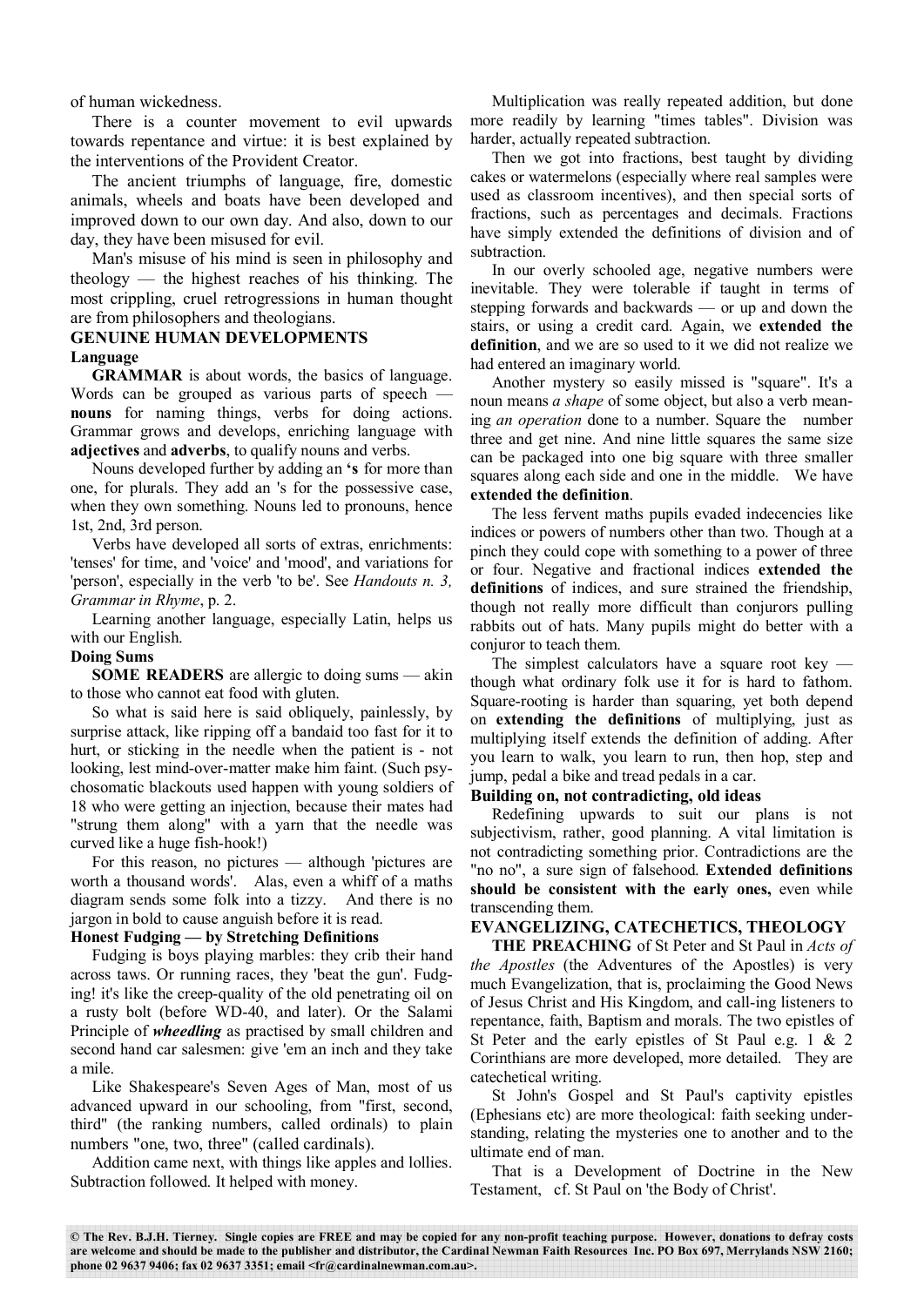of human wickedness.

There is a counter movement to evil upwards towards repentance and virtue: it is best explained by the interventions of the Provident Creator.

The ancient triumphs of language, fire, domestic animals, wheels and boats have been developed and improved down to our own day. And also, down to our day, they have been misused for evil.

Man's misuse of his mind is seen in philosophy and theology — the highest reaches of his thinking. The most crippling, cruel retrogressions in human thought are from philosophers and theologians.

## GENUINE HUMAN DEVELOPMENTS

### Language

**GRAMMAR** is about words, the basics of language. Words can be grouped as various parts of speech — **nouns** for naming things, verbs for doing actions. Grammar grows and develops, enriching language with **adjectives** and **adverbs**, to qualify nouns and verbs.

Nouns developed further by adding an **'s** for more than one, for plurals. They add an 's for the possessive case, when they own something. Nouns led to pronouns, hence 1st, 2nd, 3rd person.

Verbs have developed all sorts of extras, enrichments: 'tenses' for time, and 'voice' and 'mood', and variations for 'person', especially in the verb 'to be'. See *Handouts n. 3, Grammar in Rhyme*, p. 2.

Learning another language, especially Latin, helps us with our English.

### Doing Sums

**SOME READERS** are allergic to doing sums — akin to those who cannot eat food with gluten.

So what is said here is said obliquely, painlessly, by surprise attack, like ripping off a bandaid too fast for it to hurt, or sticking in the needle when the patient is - not looking, lest mind-over-matter make him faint. (Such psychosomatic blackouts used happen with young soldiers of 18 who were getting an injection, because their mates had "strung them along" with a yarn that the needle was curved like a huge fish-hook!)

For this reason, no pictures — although 'pictures are worth a thousand words'. Alas, even a whiff of a maths diagram sends some folk into a tizzy. And there is no jargon in bold to cause anguish before it is read.

### Honest Fudging — by Stretching Definitions

Fudging is boys playing marbles: they crib their hand across taws. Or running races, they 'beat the gun'. Fudging! it's like the creep-quality of the old penetrating oil on a rusty bolt (before WD-40, and later). Or the Salami Principle of ***wheedling*** as practised by small children and second hand car salesmen: give 'em an inch and they take a mile.

Like Shakespeare's Seven Ages of Man, most of us advanced upward in our schooling, from "first, second, third" (the ranking numbers, called ordinals) to plain numbers "one, two, three" (called cardinals).

Addition came next, with things like apples and lollies. Subtraction followed. It helped with money.

Multiplication was really repeated addition, but done more readily by learning "times tables". Division was harder, actually repeated subtraction.

Then we got into fractions, best taught by dividing cakes or watermelons (especially where real samples were used as classroom incentives), and then special sorts of fractions, such as percentages and decimals. Fractions have simply extended the definitions of division and of subtraction.

In our overly schooled age, negative numbers were inevitable. They were tolerable if taught in terms of stepping forwards and backwards — or up and down the stairs, or using a credit card. Again, we **extended the definition**, and we are so used to it we did not realize we had entered an imaginary world.

Another mystery so easily missed is "square". It's a noun means *a shape* of some object, but also a verb meaning *an operation* done to a number. Square the number three and get nine. And nine little squares the same size can be packaged into one big square with three smaller squares along each side and one in the middle. We have **extended the definition**.

The less fervent maths pupils evaded indecencies like indices or powers of numbers other than two. Though at a pinch they could cope with something to a power of three or four. Negative and fractional indices **extended the definitions** of indices, and sure strained the friendship, though not really more difficult than conjurors pulling rabbits out of hats. Many pupils might do better with a conjuror to teach them.

The simplest calculators have a square root key — though what ordinary folk use it for is hard to fathom. Square-rooting is harder than squaring, yet both depend on **extending the definitions** of multiplying, just as multiplying itself extends the definition of adding. After you learn to walk, you learn to run, then hop, step and jump, pedal a bike and tread pedals in a car.

### Building on, not contradicting, old ideas

Redefining upwards to suit our plans is not subjectivism, rather, good planning. A vital limitation is not contradicting something prior. Contradictions are the "no no", a sure sign of falsehood. **Extended definitions should be consistent with the early ones,** even while transcending them.

## EVANGELIZING, CATECHETICS, THEOLOGY

**THE PREACHING** of St Peter and St Paul in *Acts of the Apostles* (the Adventures of the Apostles) is very much Evangelization, that is, proclaiming the Good News of Jesus Christ and His Kingdom, and call-ing listeners to repentance, faith, Baptism and morals. The two epistles of St Peter and the early epistles of St Paul e.g. 1 & 2 Corinthians are more developed, more detailed. They are catechetical writing.

St John's Gospel and St Paul's captivity epistles (Ephesians etc) are more theological: faith seeking understanding, relating the mysteries one to another and to the ultimate end of man.

That is a Development of Doctrine in the New Testament, cf. St Paul on 'the Body of Christ'.

**© The Rev. B.J.H. Tierney. Single copies are FREE and may be copied for any non-profit teaching purpose. However, donations to defray costs are welcome and should be made to the publisher and distributor, the Cardinal Newman Faith Resources Inc. PO Box 697, Merrylands NSW 2160; phone 02 9637 9406; fax 02 9637 3351; email <fr@cardinalnewman.com.au>.**